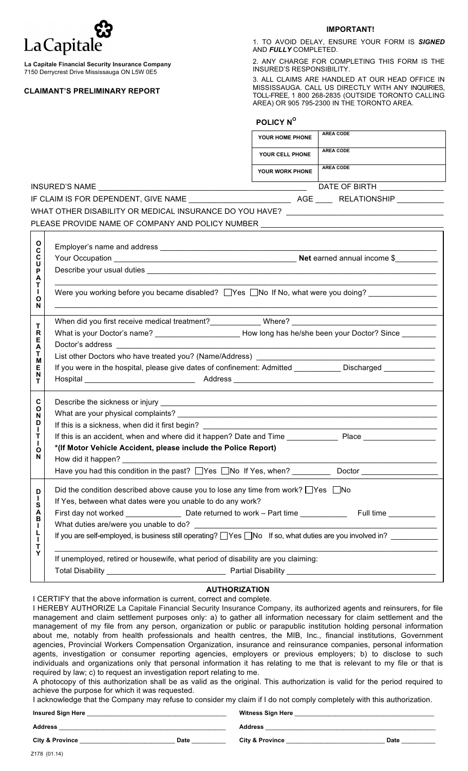**La Capitale**

**La Capitale Financial Security Insurance Company**
7150 Derrycrest Drive Mississauga ON L5W 0E5

**CLAIMANT'S PRELIMINARY REPORT**

**IMPORTANT!**

1. TO AVOID DELAY, ENSURE YOUR FORM IS ***SIGNED*** AND ***FULLY*** COMPLETED.
2. ANY CHARGE FOR COMPLETING THIS FORM IS THE INSURED'S RESPONSIBILITY.
3. ALL CLAIMS ARE HANDLED AT OUR HEAD OFFICE IN MISSISSAUGA. CALL US DIRECTLY WITH ANY INQUIRIES, TOLL-FREE, 1 800 268-2835 (OUTSIDE TORONTO CALLING AREA) OR 905 795-2300 IN THE TORONTO AREA.

**POLICY N°**

| | |
|---|---|
| **YOUR HOME PHONE** | **AREA CODE** |
| **YOUR CELL PHONE** | **AREA CODE** |
| **YOUR WORK PHONE** | **AREA CODE** |

INSURED'S NAME ______________________ DATE OF BIRTH ______________

IF CLAIM IS FOR DEPENDENT, GIVE NAME ______________________ AGE ____ RELATIONSHIP __________

WHAT OTHER DISABILITY OR MEDICAL INSURANCE DO YOU HAVE? ______________________

PLEASE PROVIDE NAME OF COMPANY AND POLICY NUMBER ______________________

**OCCUPATION**

Employer's name and address ______________________

Your Occupation ______________________ **Net** earned annual income $__________

Describe your usual duties ______________________

Were you working before you became disabled? ☐Yes ☐No If No, what were you doing? ______________

**TREATMENT**

When did you first receive medical treatment?__________ Where? ______________________

What is your Doctor's name? ______________ How long has he/she been your Doctor? Since ________

Doctor's address ______________________

List other Doctors who have treated you? (Name/Address) ______________________

If you were in the hospital, please give dates of confinement: Admitted __________ Discharged __________

Hospital ______________________ Address ______________________

**CONDITION**

Describe the sickness or injury ______________________

What are your physical complaints? ______________________

If this is a sickness, when did it first begin? ______________________

If this is an accident, when and where did it happen? Date and Time __________ Place ______________

**\*(If Motor Vehicle Accident, please include the Police Report)**

How did it happen? ______________________

Have you had this condition in the past? ☐Yes ☐No If Yes, when? __________ Doctor ______________

**DISABILITY**

Did the condition described above cause you to lose any time from work? ☐Yes ☐No

If Yes, between what dates were you unable to do any work?

First day not worked ____________ Date returned to work – Part time __________ Full time __________

What duties are/were you unable to do? ______________________

If you are self-employed, is business still operating? ☐Yes ☐No If so, what duties are you involved in? __________

If unemployed, retired or housewife, what period of disability are you claiming:

Total Disability ______________________ Partial Disability ______________________

## AUTHORIZATION

I CERTIFY that the above information is current, correct and complete.

I HEREBY AUTHORIZE La Capitale Financial Security Insurance Company, its authorized agents and reinsurers, for file management and claim settlement purposes only: a) to gather all information necessary for claim settlement and the management of my file from any person, organization or public or parapublic institution holding personal information about me, notably from health professionals and health centres, the MIB, Inc., financial institutions, Government agencies, Provincial Workers Compensation Organization, insurance and reinsurance companies, personal information agents, investigation or consumer reporting agencies, employers or previous employers; b) to disclose to such individuals and organizations only that personal information it has relating to me that is relevant to my file or that is required by law; c) to request an investigation report relating to me.

A photocopy of this authorization shall be as valid as the original. This authorization is valid for the period required to achieve the purpose for which it was requested.

I acknowledge that the Company may refuse to consider my claim if I do not comply completely with this authorization.

**Insured Sign Here** ______________________ **Witness Sign Here** ______________________

**Address** ______________________ **Address** ______________________

**City & Province** ______________ **Date** ________ **City & Province** ______________ **Date** ________

Z178 (01.14)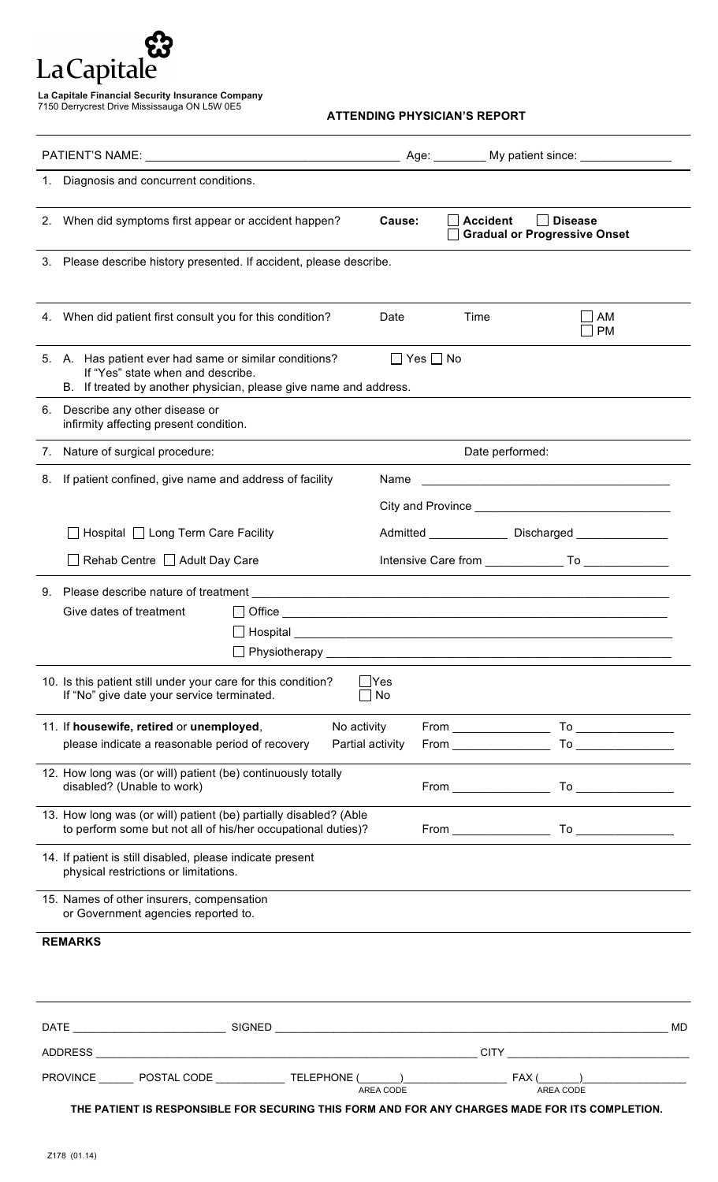La Capitale

**La Capitale Financial Security Insurance Company**
7150 Derrycrest Drive Mississauga ON L5W 0E5

## ATTENDING PHYSICIAN'S REPORT

PATIENT'S NAME: ____________________ Age: ________ My patient since: ______________

1. Diagnosis and concurrent conditions.

2. When did symptoms first appear or accident happen? **Cause:** ☐ **Accident** ☐ **Disease** ☐ **Gradual or Progressive Onset**

3. Please describe history presented. If accident, please describe.

4. When did patient first consult you for this condition? Date Time ☐ AM ☐ PM

5. A. Has patient ever had same or similar conditions? ☐ Yes ☐ No
   If "Yes" state when and describe.
   B. If treated by another physician, please give name and address.

6. Describe any other disease or infirmity affecting present condition.

7. Nature of surgical procedure: Date performed:

8. If patient confined, give name and address of facility
   Name ____________________
   City and Province ____________________
   ☐ Hospital ☐ Long Term Care Facility
   Admitted ____________ Discharged ______________
   ☐ Rehab Centre ☐ Adult Day Care
   Intensive Care from ____________ To _____________

9. Please describe nature of treatment ____________________
   Give dates of treatment
   ☐ Office ____________________
   ☐ Hospital ____________________
   ☐ Physiotherapy ____________________

10. Is this patient still under your care for this condition? ☐ Yes ☐ No
    If "No" give date your service terminated.

11. If **housewife, retired** or **unemployed**, please indicate a reasonable period of recovery
    No activity From _______________ To _______________
    Partial activity From _______________ To _______________

12. How long was (or will) patient (be) continuously totally disabled? (Unable to work)
    From _______________ To _______________

13. How long was (or will) patient (be) partially disabled? (Able to perform some but not all of his/her occupational duties)?
    From _______________ To _______________

14. If patient is still disabled, please indicate present physical restrictions or limitations.

15. Names of other insurers, compensation or Government agencies reported to.

**REMARKS**

DATE ________________________ SIGNED ____________________________________________ MD

ADDRESS ____________________________________________ CITY ____________________________

PROVINCE ______ POSTAL CODE ___________ TELEPHONE (______) ________________ FAX (______) ________________
AREA CODE AREA CODE

**THE PATIENT IS RESPONSIBLE FOR SECURING THIS FORM AND FOR ANY CHARGES MADE FOR ITS COMPLETION.**

Z178 (01.14)